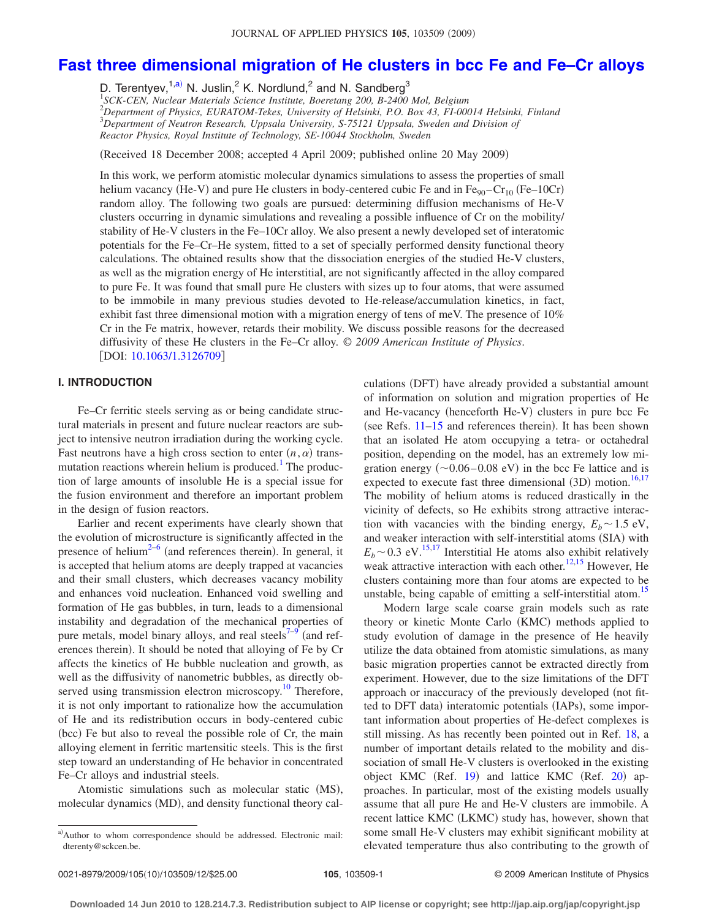# Fast three dimensional migration of He clusters in bcc Fe and Fe–Cr alloys

D. Terentyev,[1,a)] N. Juslin,[2] K. Nordlund,[2] and N. Sandberg[3]

[1]SCK-CEN, Nuclear Materials Science Institute, Boeretang 200, B-2400 Mol, Belgium
[2]Department of Physics, EURATOM-Tekes, University of Helsinki, P.O. Box 43, FI-00014 Helsinki, Finland
[3]Department of Neutron Research, Uppsala University, S-75121 Uppsala, Sweden and Division of Reactor Physics, Royal Institute of Technology, SE-10044 Stockholm, Sweden

(Received 18 December 2008; accepted 4 April 2009; published online 20 May 2009)

In this work, we perform atomistic molecular dynamics simulations to assess the properties of small helium vacancy (He-V) and pure He clusters in body-centered cubic Fe and in $Fe_{90}$–$Cr_{10}$ (Fe–10Cr) random alloy. The following two goals are pursued: determining diffusion mechanisms of He-V clusters occurring in dynamic simulations and revealing a possible influence of Cr on the mobility/stability of He-V clusters in the Fe–10Cr alloy. We also present a newly developed set of interatomic potentials for the Fe–Cr–He system, fitted to a set of specially performed density functional theory calculations. The obtained results show that the dissociation energies of the studied He-V clusters, as well as the migration energy of He interstitial, are not significantly affected in the alloy compared to pure Fe. It was found that small pure He clusters with sizes up to four atoms, that were assumed to be immobile in many previous studies devoted to He-release/accumulation kinetics, in fact, exhibit fast three dimensional motion with a migration energy of tens of meV. The presence of 10% Cr in the Fe matrix, however, retards their mobility. We discuss possible reasons for the decreased diffusivity of these He clusters in the Fe–Cr alloy. © *2009 American Institute of Physics*. [DOI: 10.1063/1.3126709]

## I. INTRODUCTION

Fe–Cr ferritic steels serving as or being candidate structural materials in present and future nuclear reactors are subject to intensive neutron irradiation during the working cycle. Fast neutrons have a high cross section to enter $(n,\alpha)$ transmutation reactions wherein helium is produced.[1] The production of large amounts of insoluble He is a special issue for the fusion environment and therefore an important problem in the design of fusion reactors.

Earlier and recent experiments have clearly shown that the evolution of microstructure is significantly affected in the presence of helium[2–6] (and references therein). In general, it is accepted that helium atoms are deeply trapped at vacancies and their small clusters, which decreases vacancy mobility and enhances void nucleation. Enhanced void swelling and formation of He gas bubbles, in turn, leads to a dimensional instability and degradation of the mechanical properties of pure metals, model binary alloys, and real steels[7–9] (and references therein). It should be noted that alloying of Fe by Cr affects the kinetics of He bubble nucleation and growth, as well as the diffusivity of nanometric bubbles, as directly observed using transmission electron microscopy.[10] Therefore, it is not only important to rationalize how the accumulation of He and its redistribution occurs in body-centered cubic (bcc) Fe but also to reveal the possible role of Cr, the main alloying element in ferritic martensitic steels. This is the first step toward an understanding of He behavior in concentrated Fe–Cr alloys and industrial steels.

Atomistic simulations such as molecular static (MS), molecular dynamics (MD), and density functional theory calculations (DFT) have already provided a substantial amount of information on solution and migration properties of He and He-vacancy (henceforth He-V) clusters in pure bcc Fe (see Refs. 11–15 and references therein). It has been shown that an isolated He atom occupying a tetra- or octahedral position, depending on the model, has an extremely low migration energy (~0.06–0.08 eV) in the bcc Fe lattice and is expected to execute fast three dimensional (3D) motion.[16,17] The mobility of helium atoms is reduced drastically in the vicinity of defects, so He exhibits strong attractive interaction with vacancies with the binding energy, $E_b \sim 1.5$ eV, and weaker interaction with self-interstitial atoms (SIA) with $E_b \sim 0.3$ eV.[15,17] Interstitial He atoms also exhibit relatively weak attractive interaction with each other.[12,15] However, He clusters containing more than four atoms are expected to be unstable, being capable of emitting a self-interstitial atom.[15]

Modern large scale coarse grain models such as rate theory or kinetic Monte Carlo (KMC) methods applied to study evolution of damage in the presence of He heavily utilize the data obtained from atomistic simulations, as many basic migration properties cannot be extracted directly from experiment. However, due to the size limitations of the DFT approach or inaccuracy of the previously developed (not fitted to DFT data) interatomic potentials (IAPs), some important information about properties of He-defect complexes is still missing. As has recently been pointed out in Ref. 18, a number of important details related to the mobility and dissociation of small He-V clusters is overlooked in the existing object KMC (Ref. 19) and lattice KMC (Ref. 20) approaches. In particular, most of the existing models usually assume that all pure He and He-V clusters are immobile. A recent lattice KMC (LKMC) study has, however, shown that some small He-V clusters may exhibit significant mobility at elevated temperature thus also contributing to the growth of

[a)]Author to whom correspondence should be addressed. Electronic mail: dterenty@sckcen.be.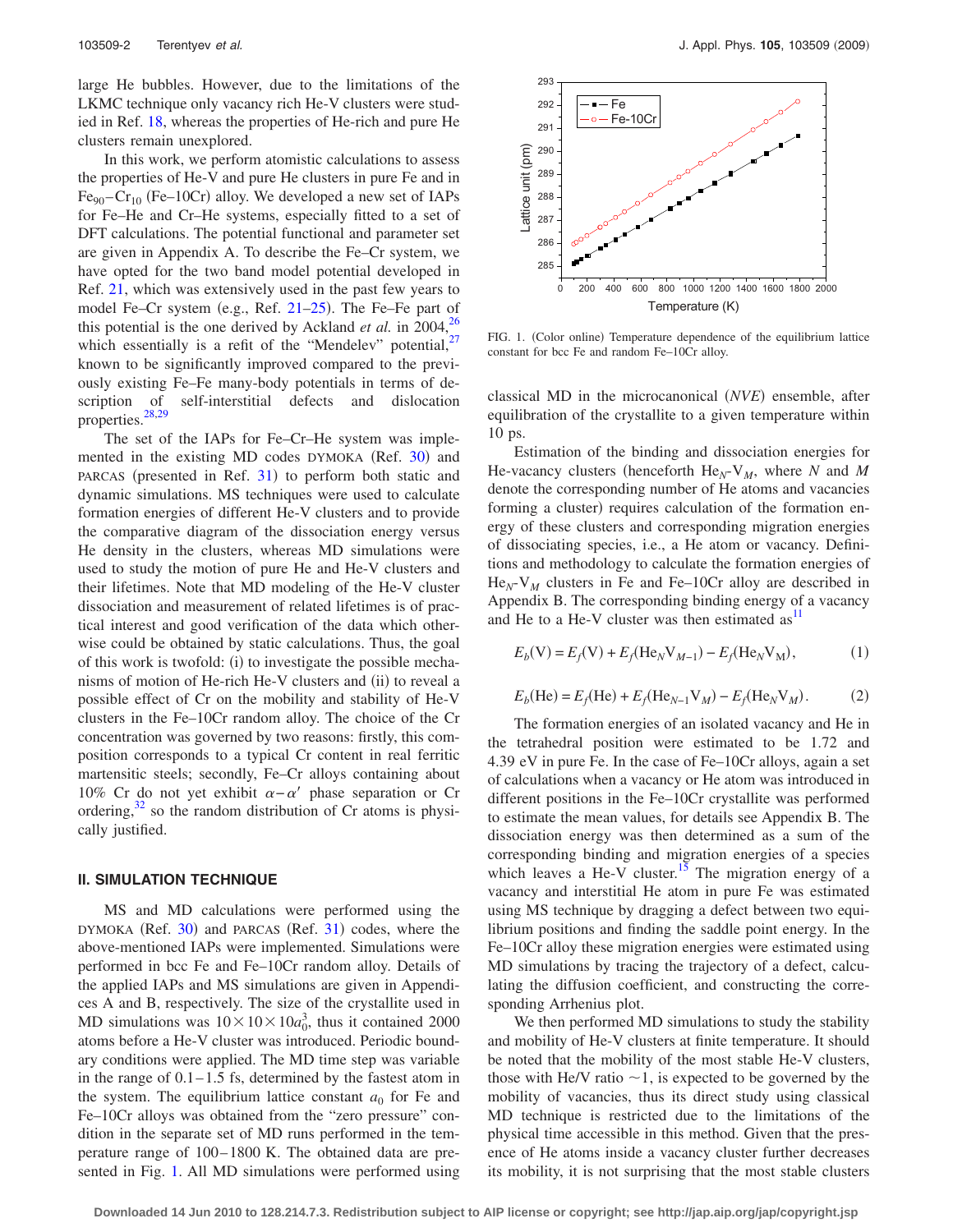large He bubbles. However, due to the limitations of the LKMC technique only vacancy rich He-V clusters were studied in Ref. 18, whereas the properties of He-rich and pure He clusters remain unexplored.

In this work, we perform atomistic calculations to assess the properties of He-V and pure He clusters in pure Fe and in $Fe_{90}-Cr_{10}$ (Fe–10Cr) alloy. We developed a new set of IAPs for Fe–He and Cr–He systems, especially fitted to a set of DFT calculations. The potential functional and parameter set are given in Appendix A. To describe the Fe–Cr system, we have opted for the two band model potential developed in Ref. 21, which was extensively used in the past few years to model Fe–Cr system (e.g., Ref. 21–25). The Fe–Fe part of this potential is the one derived by Ackland *et al.* in 2004,[26] which essentially is a refit of the "Mendelev" potential,[27] known to be significantly improved compared to the previously existing Fe–Fe many-body potentials in terms of description of self-interstitial defects and dislocation properties.[28,29]

The set of the IAPs for Fe–Cr–He system was implemented in the existing MD codes DYMOKA (Ref. 30) and PARCAS (presented in Ref. 31) to perform both static and dynamic simulations. MS techniques were used to calculate formation energies of different He-V clusters and to provide the comparative diagram of the dissociation energy versus He density in the clusters, whereas MD simulations were used to study the motion of pure He and He-V clusters and their lifetimes. Note that MD modeling of the He-V cluster dissociation and measurement of related lifetimes is of practical interest and good verification of the data which otherwise could be obtained by static calculations. Thus, the goal of this work is twofold: (i) to investigate the possible mechanisms of motion of He-rich He-V clusters and (ii) to reveal a possible effect of Cr on the mobility and stability of He-V clusters in the Fe–10Cr random alloy. The choice of the Cr concentration was governed by two reasons: firstly, this composition corresponds to a typical Cr content in real ferritic martensitic steels; secondly, Fe–Cr alloys containing about 10% Cr do not yet exhibit $\alpha-\alpha'$ phase separation or Cr ordering,[32] so the random distribution of Cr atoms is physically justified.

## II. SIMULATION TECHNIQUE

MS and MD calculations were performed using the DYMOKA (Ref. 30) and PARCAS (Ref. 31) codes, where the above-mentioned IAPs were implemented. Simulations were performed in bcc Fe and Fe–10Cr random alloy. Details of the applied IAPs and MS simulations are given in Appendices A and B, respectively. The size of the crystallite used in MD simulations was $10\times10\times10a_0^3$, thus it contained 2000 atoms before a He-V cluster was introduced. Periodic boundary conditions were applied. The MD time step was variable in the range of 0.1–1.5 fs, determined by the fastest atom in the system. The equilibrium lattice constant $a_0$ for Fe and Fe–10Cr alloys was obtained from the "zero pressure" condition in the separate set of MD runs performed in the temperature range of 100–1800 K. The obtained data are presented in Fig. 1. All MD simulations were performed using classical MD in the microcanonical (*NVE*) ensemble, after equilibration of the crystallite to a given temperature within 10 ps.

FIG. 1. (Color online) Temperature dependence of the equilibrium lattice constant for bcc Fe and random Fe–10Cr alloy.

Estimation of the binding and dissociation energies for He-vacancy clusters (henceforth $He_N$-$V_M$, where $N$ and $M$ denote the corresponding number of He atoms and vacancies forming a cluster) requires calculation of the formation energy of these clusters and corresponding migration energies of dissociating species, i.e., a He atom or vacancy. Definitions and methodology to calculate the formation energies of $He_N$-$V_M$ clusters in Fe and Fe–10Cr alloy are described in Appendix B. The corresponding binding energy of a vacancy and He to a He-V cluster was then estimated as[11]

$$E_b(\mathrm{V}) = E_f(\mathrm{V}) + E_f(\mathrm{He}_N\mathrm{V}_{M-1}) - E_f(\mathrm{He}_N\mathrm{V}_M), \tag{1}$$

$$E_b(\mathrm{He}) = E_f(\mathrm{He}) + E_f(\mathrm{He}_{N-1}\mathrm{V}_M) - E_f(\mathrm{He}_N\mathrm{V}_M). \tag{2}$$

The formation energies of an isolated vacancy and He in the tetrahedral position were estimated to be 1.72 and 4.39 eV in pure Fe. In the case of Fe–10Cr alloys, again a set of calculations when a vacancy or He atom was introduced in different positions in the Fe–10Cr crystallite was performed to estimate the mean values, for details see Appendix B. The dissociation energy was then determined as a sum of the corresponding binding and migration energies of a species which leaves a He-V cluster.[15] The migration energy of a vacancy and interstitial He atom in pure Fe was estimated using MS technique by dragging a defect between two equilibrium positions and finding the saddle point energy. In the Fe–10Cr alloy these migration energies were estimated using MD simulations by tracing the trajectory of a defect, calculating the diffusion coefficient, and constructing the corresponding Arrhenius plot.

We then performed MD simulations to study the stability and mobility of He-V clusters at finite temperature. It should be noted that the mobility of the most stable He-V clusters, those with He/V ratio ~1, is expected to be governed by the mobility of vacancies, thus its direct study using classical MD technique is restricted due to the limitations of the physical time accessible in this method. Given that the presence of He atoms inside a vacancy cluster further decreases its mobility, it is not surprising that the most stable clusters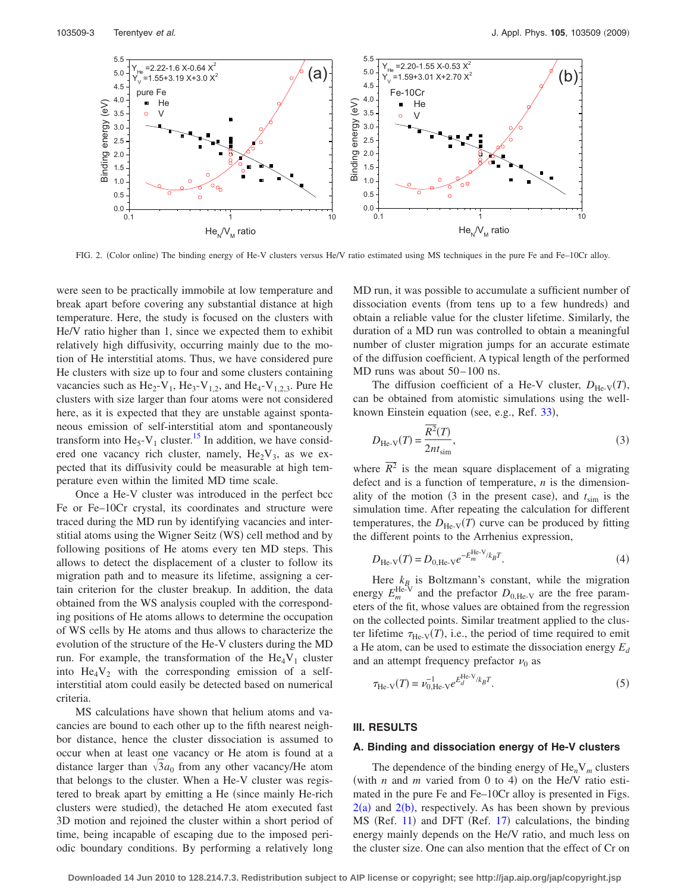FIG. 2. (Color online) The binding energy of He-V clusters versus He/V ratio estimated using MS techniques in the pure Fe and Fe–10Cr alloy.

were seen to be practically immobile at low temperature and break apart before covering any substantial distance at high temperature. Here, the study is focused on the clusters with He/V ratio higher than 1, since we expected them to exhibit relatively high diffusivity, occurring mainly due to the motion of He interstitial atoms. Thus, we have considered pure He clusters with size up to four and some clusters containing vacancies such as $He_2$-$V_1$, $He_3$-$V_{1,2}$, and $He_4$-$V_{1,2,3}$. Pure He clusters with size larger than four atoms were not considered here, as it is expected that they are unstable against spontaneous emission of self-interstitial atom and spontaneously transform into $He_5$-$V_1$ cluster.[15] In addition, we have considered one vacancy rich cluster, namely, $He_2V_3$, as we expected that its diffusivity could be measurable at high temperature even within the limited MD time scale.

Once a He-V cluster was introduced in the perfect bcc Fe or Fe–10Cr crystal, its coordinates and structure were traced during the MD run by identifying vacancies and interstitial atoms using the Wigner Seitz (WS) cell method and by following positions of He atoms every ten MD steps. This allows to detect the displacement of a cluster to follow its migration path and to measure its lifetime, assigning a certain criterion for the cluster breakup. In addition, the data obtained from the WS analysis coupled with the corresponding positions of He atoms allows to determine the occupation of WS cells by He atoms and thus allows to characterize the evolution of the structure of the He-V clusters during the MD run. For example, the transformation of the $He_4V_1$ cluster into $He_4V_2$ with the corresponding emission of a self-interstitial atom could easily be detected based on numerical criteria.

MS calculations have shown that helium atoms and vacancies are bound to each other up to the fifth nearest neighbor distance, hence the cluster dissociation is assumed to occur when at least one vacancy or He atom is found at a distance larger than $\sqrt{3}a_0$ from any other vacancy/He atom that belongs to the cluster. When a He-V cluster was registered to break apart by emitting a He (since mainly He-rich clusters were studied), the detached He atom executed fast 3D motion and rejoined the cluster within a short period of time, being incapable of escaping due to the imposed periodic boundary conditions. By performing a relatively long MD run, it was possible to accumulate a sufficient number of dissociation events (from tens up to a few hundreds) and obtain a reliable value for the cluster lifetime. Similarly, the duration of a MD run was controlled to obtain a meaningful number of cluster migration jumps for an accurate estimate of the diffusion coefficient. A typical length of the performed MD runs was about 50–100 ns.

The diffusion coefficient of a He-V cluster, $D_{\text{He-V}}(T)$, can be obtained from atomistic simulations using the well-known Einstein equation (see, e.g., Ref. 33),

$$D_{\text{He-V}}(T) = \frac{\overline{R^2}(T)}{2nt_{\text{sim}}}, \tag{3}$$

where $\overline{R^2}$ is the mean square displacement of a migrating defect and is a function of temperature, $n$ is the dimensionality of the motion (3 in the present case), and $t_{\text{sim}}$ is the simulation time. After repeating the calculation for different temperatures, the $D_{\text{He-V}}(T)$ curve can be produced by fitting the different points to the Arrhenius expression,

$$D_{\text{He-V}}(T) = D_{0,\text{He-V}}e^{-E_m^{\text{He-V}}/k_BT}. \tag{4}$$

Here $k_B$ is Boltzmann's constant, while the migration energy $E_m^{\text{He-V}}$ and the prefactor $D_{0,\text{He-V}}$ are the free parameters of the fit, whose values are obtained from the regression on the collected points. Similar treatment applied to the cluster lifetime $\tau_{\text{He-V}}(T)$, i.e., the period of time required to emit a He atom, can be used to estimate the dissociation energy $E_d$ and an attempt frequency prefactor $\nu_0$ as

$$\tau_{\text{He-V}}(T) = \nu_{0,\text{He-V}}^{-1}e^{E_d^{\text{He-V}}/k_BT}. \tag{5}$$

## III. RESULTS

### A. Binding and dissociation energy of He-V clusters

The dependence of the binding energy of $He_nV_m$ clusters (with $n$ and $m$ varied from 0 to 4) on the He/V ratio estimated in the pure Fe and Fe–10Cr alloy is presented in Figs. 2(a) and 2(b), respectively. As has been shown by previous MS (Ref. 11) and DFT (Ref. 17) calculations, the binding energy mainly depends on the He/V ratio, and much less on the cluster size. One can also mention that the effect of Cr on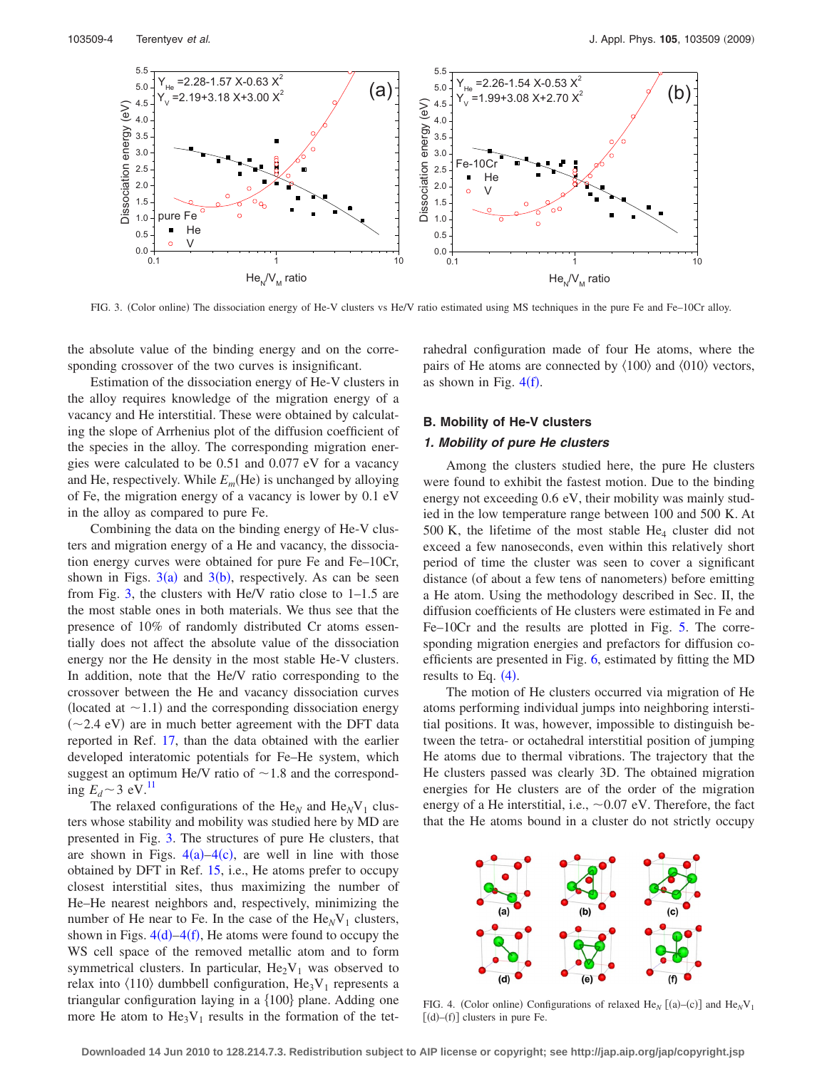FIG. 3. (Color online) The dissociation energy of He-V clusters vs He/V ratio estimated using MS techniques in the pure Fe and Fe–10Cr alloy.

the absolute value of the binding energy and on the corresponding crossover of the two curves is insignificant.

Estimation of the dissociation energy of He-V clusters in the alloy requires knowledge of the migration energy of a vacancy and He interstitial. These were obtained by calculating the slope of Arrhenius plot of the diffusion coefficient of the species in the alloy. The corresponding migration energies were calculated to be 0.51 and 0.077 eV for a vacancy and He, respectively. While $E_m$(He) is unchanged by alloying of Fe, the migration energy of a vacancy is lower by 0.1 eV in the alloy as compared to pure Fe.

Combining the data on the binding energy of He-V clusters and migration energy of a He and vacancy, the dissociation energy curves were obtained for pure Fe and Fe–10Cr, shown in Figs. 3(a) and 3(b), respectively. As can be seen from Fig. 3, the clusters with He/V ratio close to 1–1.5 are the most stable ones in both materials. We thus see that the presence of 10% of randomly distributed Cr atoms essentially does not affect the absolute value of the dissociation energy nor the He density in the most stable He-V clusters. In addition, note that the He/V ratio corresponding to the crossover between the He and vacancy dissociation curves (located at $\sim$1.1) and the corresponding dissociation energy ($\sim$2.4 eV) are in much better agreement with the DFT data reported in Ref. 17, than the data obtained with the earlier developed interatomic potentials for Fe–He system, which suggest an optimum He/V ratio of $\sim$1.8 and the corresponding $E_d \sim 3$ eV.[11]

The relaxed configurations of the $He_N$ and $He_NV_1$ clusters whose stability and mobility was studied here by MD are presented in Fig. 3. The structures of pure He clusters, that are shown in Figs. 4(a)–4(c), are well in line with those obtained by DFT in Ref. 15, i.e., He atoms prefer to occupy closest interstitial sites, thus maximizing the number of He–He nearest neighbors and, respectively, minimizing the number of He near to Fe. In the case of the $He_NV_1$ clusters, shown in Figs. 4(d)–4(f), He atoms were found to occupy the WS cell space of the removed metallic atom and to form symmetrical clusters. In particular, $He_2V_1$ was observed to relax into ⟨110⟩ dumbbell configuration, $He_3V_1$ represents a triangular configuration laying in a {100} plane. Adding one more He atom to $He_3V_1$ results in the formation of the tetrahedral configuration made of four He atoms, where the pairs of He atoms are connected by ⟨100⟩ and ⟨010⟩ vectors, as shown in Fig. 4(f).

## B. Mobility of He-V clusters

### 1. Mobility of pure He clusters

Among the clusters studied here, the pure He clusters were found to exhibit the fastest motion. Due to the binding energy not exceeding 0.6 eV, their mobility was mainly studied in the low temperature range between 100 and 500 K. At 500 K, the lifetime of the most stable $He_4$ cluster did not exceed a few nanoseconds, even within this relatively short period of time the cluster was seen to cover a significant distance (of about a few tens of nanometers) before emitting a He atom. Using the methodology described in Sec. II, the diffusion coefficients of He clusters were estimated in Fe and Fe–10Cr and the results are plotted in Fig. 5. The corresponding migration energies and prefactors for diffusion coefficients are presented in Fig. 6, estimated by fitting the MD results to Eq. (4).

The motion of He clusters occurred via migration of He atoms performing individual jumps into neighboring interstitial positions. It was, however, impossible to distinguish between the tetra- or octahedral interstitial position of jumping He atoms due to thermal vibrations. The trajectory that the He clusters passed was clearly 3D. The obtained migration energies for He clusters are of the order of the migration energy of a He interstitial, i.e., $\sim$0.07 eV. Therefore, the fact that the He atoms bound in a cluster do not strictly occupy

FIG. 4. (Color online) Configurations of relaxed $He_N$ [(a)–(c)] and $He_NV_1$ [(d)–(f)] clusters in pure Fe.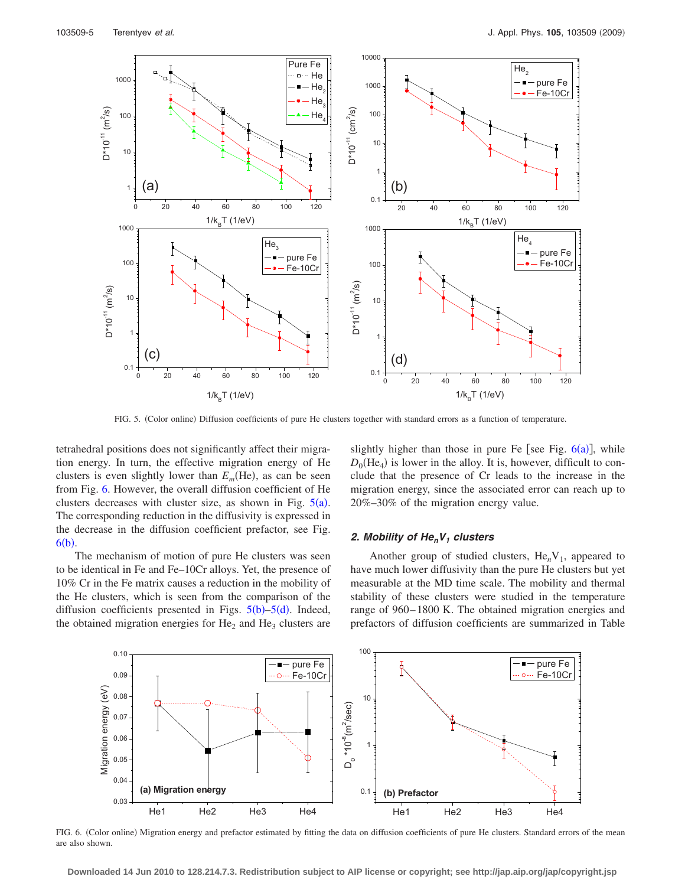FIG. 5. (Color online) Diffusion coefficients of pure He clusters together with standard errors as a function of temperature.

tetrahedral positions does not significantly affect their migration energy. In turn, the effective migration energy of He clusters is even slightly lower than $E_m$(He), as can be seen from Fig. 6. However, the overall diffusion coefficient of He clusters decreases with cluster size, as shown in Fig. 5(a). The corresponding reduction in the diffusivity is expressed in the decrease in the diffusion coefficient prefactor, see Fig. 6(b).

The mechanism of motion of pure He clusters was seen to be identical in Fe and Fe–10Cr alloys. Yet, the presence of 10% Cr in the Fe matrix causes a reduction in the mobility of the He clusters, which is seen from the comparison of the diffusion coefficients presented in Figs. 5(b)–5(d). Indeed, the obtained migration energies for $He_2$ and $He_3$ clusters are slightly higher than those in pure Fe [see Fig. 6(a)], while $D_0(He_4)$ is lower in the alloy. It is, however, difficult to conclude that the presence of Cr leads to the increase in the migration energy, since the associated error can reach up to 20%–30% of the migration energy value.

### 2. Mobility of $He_nV_1$ clusters

Another group of studied clusters, $He_nV_1$, appeared to have much lower diffusivity than the pure He clusters but yet measurable at the MD time scale. The mobility and thermal stability of these clusters were studied in the temperature range of 960–1800 K. The obtained migration energies and prefactors of diffusion coefficients are summarized in Table

FIG. 6. (Color online) Migration energy and prefactor estimated by fitting the data on diffusion coefficients of pure He clusters. Standard errors of the mean are also shown.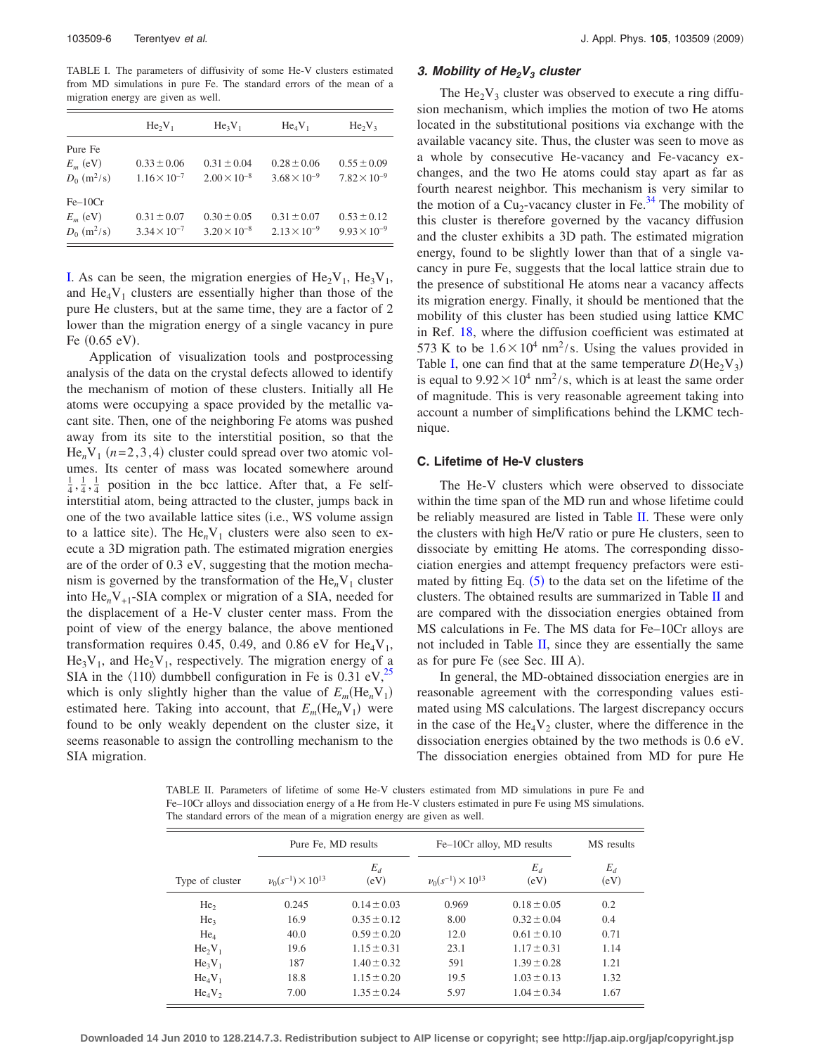TABLE I. The parameters of diffusivity of some He-V clusters estimated from MD simulations in pure Fe. The standard errors of the mean of a migration energy are given as well.

| | $He_2V_1$ | $He_3V_1$ | $He_4V_1$ | $He_2V_3$ |
|---|---|---|---|---|
| Pure Fe | | | | |
| $E_m$ (eV) | $0.33 \pm 0.06$ | $0.31 \pm 0.04$ | $0.28 \pm 0.06$ | $0.55 \pm 0.09$ |
| $D_0$ ($m^2/s$) | $1.16 \times 10^{-7}$ | $2.00 \times 10^{-8}$ | $3.68 \times 10^{-9}$ | $7.82 \times 10^{-9}$ |
| Fe–10Cr | | | | |
| $E_m$ (eV) | $0.31 \pm 0.07$ | $0.30 \pm 0.05$ | $0.31 \pm 0.07$ | $0.53 \pm 0.12$ |
| $D_0$ ($m^2/s$) | $3.34 \times 10^{-7}$ | $3.20 \times 10^{-8}$ | $2.13 \times 10^{-9}$ | $9.93 \times 10^{-9}$ |

I. As can be seen, the migration energies of $He_2V_1$, $He_3V_1$, and $He_4V_1$ clusters are essentially higher than those of the pure He clusters, but at the same time, they are a factor of 2 lower than the migration energy of a single vacancy in pure Fe (0.65 eV).

Application of visualization tools and postprocessing analysis of the data on the crystal defects allowed to identify the mechanism of motion of these clusters. Initially all He atoms were occupying a space provided by the metallic vacant site. Then, one of the neighboring Fe atoms was pushed away from its site to the interstitial position, so that the $He_nV_1$ ($n=2,3,4$) cluster could spread over two atomic volumes. Its center of mass was located somewhere around $\frac{1}{4},\frac{1}{4},\frac{1}{4}$ position in the bcc lattice. After that, a Fe self-interstitial atom, being attracted to the cluster, jumps back in one of the two available lattice sites (i.e., WS volume assign to a lattice site). The $He_nV_1$ clusters were also seen to execute a 3D migration path. The estimated migration energies are of the order of 0.3 eV, suggesting that the motion mechanism is governed by the transformation of the $He_nV_1$ cluster into $He_nV_{+1}$-SIA complex or migration of a SIA, needed for the displacement of a He-V cluster center mass. From the point of view of the energy balance, the above mentioned transformation requires 0.45, 0.49, and 0.86 eV for $He_4V_1$, $He_3V_1$, and $He_2V_1$, respectively. The migration energy of a SIA in the $\langle 110 \rangle$ dumbbell configuration in Fe is 0.31 eV,[25] which is only slightly higher than the value of $E_m(He_nV_1)$ estimated here. Taking into account, that $E_m(He_nV_1)$ were found to be only weakly dependent on the cluster size, it seems reasonable to assign the controlling mechanism to the SIA migration.

### 3. Mobility of $He_2V_3$ cluster

The $He_2V_3$ cluster was observed to execute a ring diffusion mechanism, which implies the motion of two He atoms located in the substitutional positions via exchange with the available vacancy site. Thus, the cluster was seen to move as a whole by consecutive He-vacancy and Fe-vacancy exchanges, and the two He atoms could stay apart as far as fourth nearest neighbor. This mechanism is very similar to the motion of a $Cu_2$-vacancy cluster in Fe.[34] The mobility of this cluster is therefore governed by the vacancy diffusion and the cluster exhibits a 3D path. The estimated migration energy, found to be slightly lower than that of a single vacancy in pure Fe, suggests that the local lattice strain due to the presence of substitional He atoms near a vacancy affects its migration energy. Finally, it should be mentioned that the mobility of this cluster has been studied using lattice KMC in Ref. 18, where the diffusion coefficient was estimated at 573 K to be $1.6 \times 10^4$ $nm^2/s$. Using the values provided in Table I, one can find that at the same temperature $D(He_2V_3)$ is equal to $9.92 \times 10^4$ $nm^2/s$, which is at least the same order of magnitude. This is very reasonable agreement taking into account a number of simplifications behind the LKMC technique.

## C. Lifetime of He-V clusters

The He-V clusters which were observed to dissociate within the time span of the MD run and whose lifetime could be reliably measured are listed in Table II. These were only the clusters with high He/V ratio or pure He clusters, seen to dissociate by emitting He atoms. The corresponding dissociation energies and attempt frequency prefactors were estimated by fitting Eq. (5) to the data set on the lifetime of the clusters. The obtained results are summarized in Table II and are compared with the dissociation energies obtained from MS calculations in Fe. The MS data for Fe–10Cr alloys are not included in Table II, since they are essentially the same as for pure Fe (see Sec. III A).

In general, the MD-obtained dissociation energies are in reasonable agreement with the corresponding values estimated using MS calculations. The largest discrepancy occurs in the case of the $He_4V_2$ cluster, where the difference in the dissociation energies obtained by the two methods is 0.6 eV. The dissociation energies obtained from MD for pure He

TABLE II. Parameters of lifetime of some He-V clusters estimated from MD simulations in pure Fe and Fe–10Cr alloys and dissociation energy of a He from He-V clusters estimated in pure Fe using MS simulations. The standard errors of the mean of a migration energy are given as well.

| | Pure Fe, MD results | | Fe–10Cr alloy, MD results | | MS results |
|---|---|---|---|---|---|
| Type of cluster | $\nu_0(s^{-1}) \times 10^{13}$ | $E_d$ (eV) | $\nu_0(s^{-1}) \times 10^{13}$ | $E_d$ (eV) | $E_d$ (eV) |
| $He_2$ | 0.245 | $0.14 \pm 0.03$ | 0.969 | $0.18 \pm 0.05$ | 0.2 |
| $He_3$ | 16.9 | $0.35 \pm 0.12$ | 8.00 | $0.32 \pm 0.04$ | 0.4 |
| $He_4$ | 40.0 | $0.59 \pm 0.20$ | 12.0 | $0.61 \pm 0.10$ | 0.71 |
| $He_2V_1$ | 19.6 | $1.15 \pm 0.31$ | 23.1 | $1.17 \pm 0.31$ | 1.14 |
| $He_3V_1$ | 187 | $1.40 \pm 0.32$ | 591 | $1.39 \pm 0.28$ | 1.21 |
| $He_4V_1$ | 18.8 | $1.15 \pm 0.20$ | 19.5 | $1.03 \pm 0.13$ | 1.32 |
| $He_4V_2$ | 7.00 | $1.35 \pm 0.24$ | 5.97 | $1.04 \pm 0.34$ | 1.67 |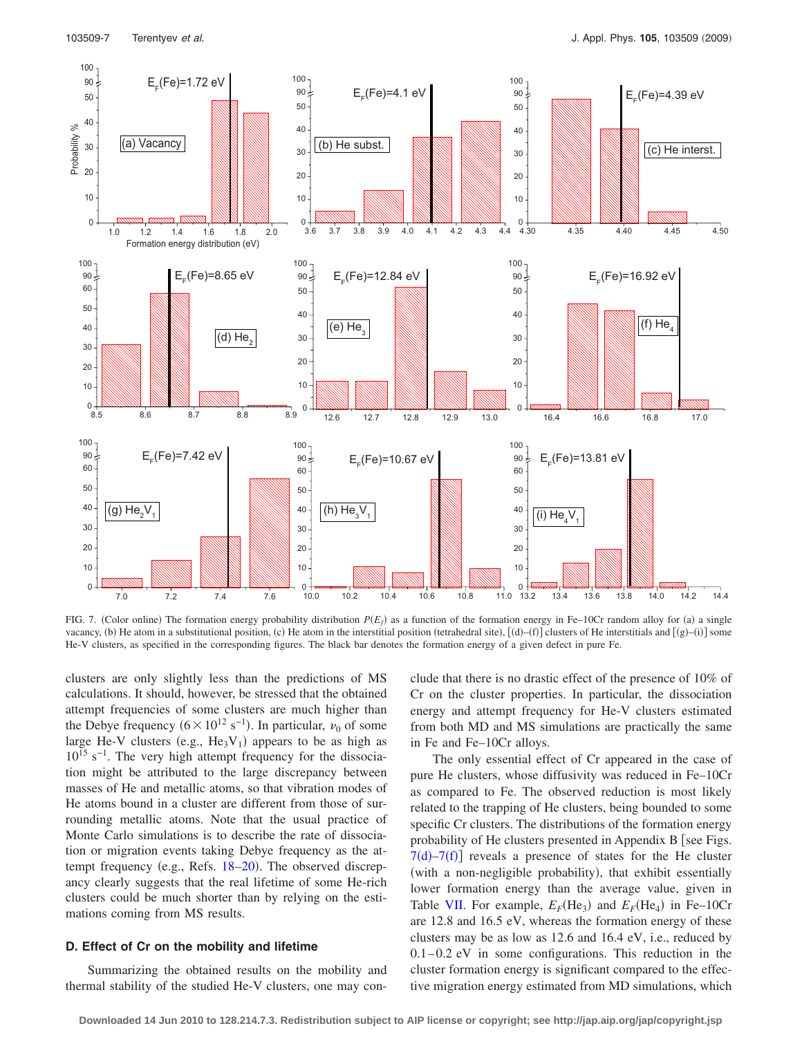FIG. 7. (Color online) The formation energy probability distribution $P(E_f)$ as a function of the formation energy in Fe–10Cr random alloy for (a) a single vacancy, (b) He atom in a substitutional position, (c) He atom in the interstitial position (tetrahedral site), [(d)–(f)] clusters of He interstitials and [(g)–(i)] some He-V clusters, as specified in the corresponding figures. The black bar denotes the formation energy of a given defect in pure Fe.

clusters are only slightly less than the predictions of MS calculations. It should, however, be stressed that the obtained attempt frequencies of some clusters are much higher than the Debye frequency ($6\times10^{12}$ s$^{-1}$). In particular, $\nu_0$ of some large He-V clusters (e.g., $He_3V_1$) appears to be as high as $10^{15}$ s$^{-1}$. The very high attempt frequency for the dissociation might be attributed to the large discrepancy between masses of He and metallic atoms, so that vibration modes of He atoms bound in a cluster are different from those of surrounding metallic atoms. Note that the usual practice of Monte Carlo simulations is to describe the rate of dissociation or migration events taking Debye frequency as the attempt frequency (e.g., Refs. 18–20). The observed discrepancy clearly suggests that the real lifetime of some He-rich clusters could be much shorter than by relying on the estimations coming from MS results.

### D. Effect of Cr on the mobility and lifetime

Summarizing the obtained results on the mobility and thermal stability of the studied He-V clusters, one may conclude that there is no drastic effect of the presence of 10% of Cr on the cluster properties. In particular, the dissociation energy and attempt frequency for He-V clusters estimated from both MD and MS simulations are practically the same in Fe and Fe–10Cr alloys.

The only essential effect of Cr appeared in the case of pure He clusters, whose diffusivity was reduced in Fe–10Cr as compared to Fe. The observed reduction is most likely related to the trapping of He clusters, being bounded to some specific Cr clusters. The distributions of the formation energy probability of He clusters presented in Appendix B [see Figs. 7(d)–7(f)] reveals a presence of states for the He cluster (with a non-negligible probability), that exhibit essentially lower formation energy than the average value, given in Table VII. For example, $E_F(He_3)$ and $E_F(He_4)$ in Fe–10Cr are 12.8 and 16.5 eV, whereas the formation energy of these clusters may be as low as 12.6 and 16.4 eV, i.e., reduced by 0.1–0.2 eV in some configurations. This reduction in the cluster formation energy is significant compared to the effective migration energy estimated from MD simulations, which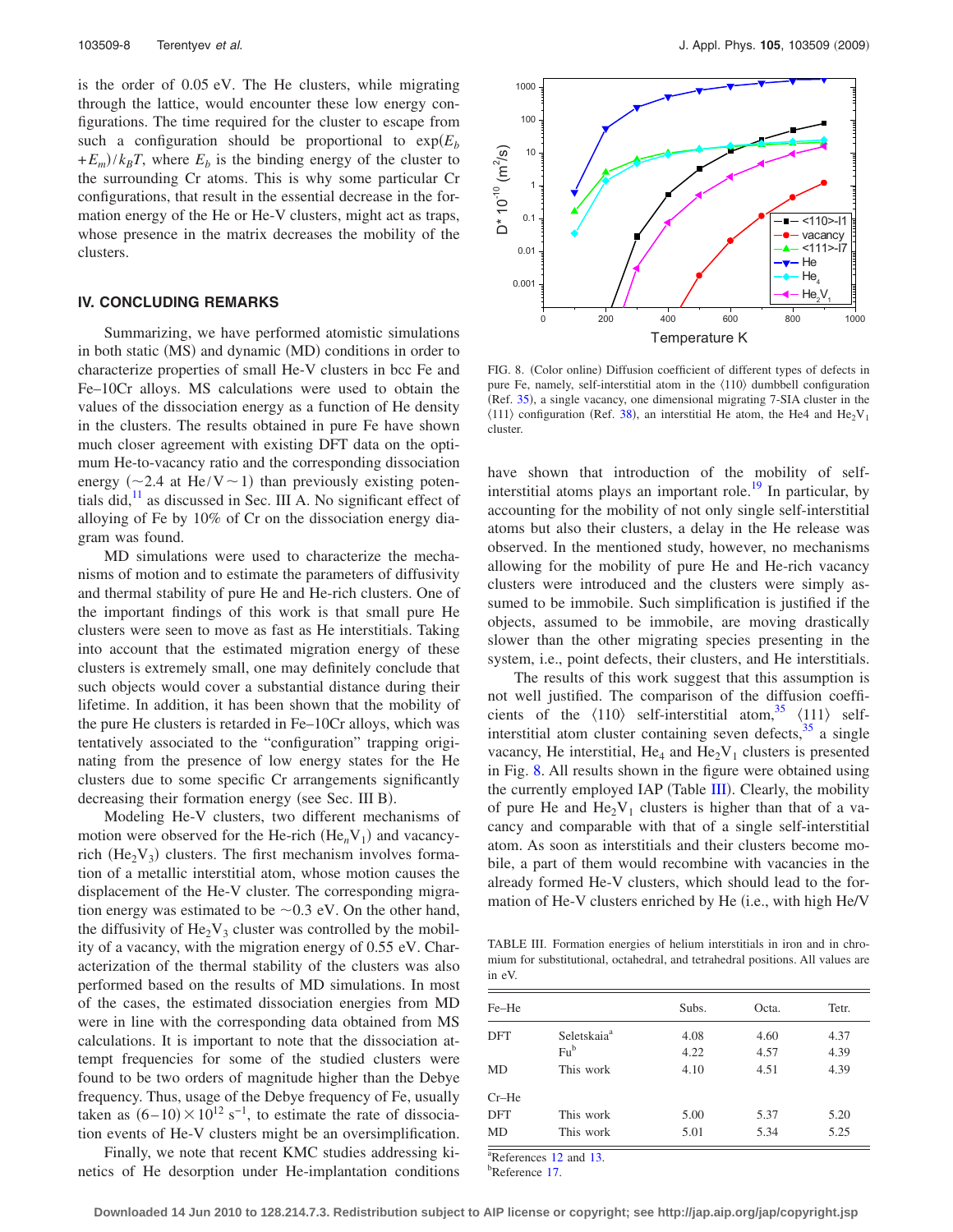is the order of 0.05 eV. The He clusters, while migrating through the lattice, would encounter these low energy configurations. The time required for the cluster to escape from such a configuration should be proportional to $\exp(E_b + E_m)/k_BT$, where $E_b$ is the binding energy of the cluster to the surrounding Cr atoms. This is why some particular Cr configurations, that result in the essential decrease in the formation energy of the He or He-V clusters, might act as traps, whose presence in the matrix decreases the mobility of the clusters.

## IV. CONCLUDING REMARKS

Summarizing, we have performed atomistic simulations in both static (MS) and dynamic (MD) conditions in order to characterize properties of small He-V clusters in bcc Fe and Fe–10Cr alloys. MS calculations were used to obtain the values of the dissociation energy as a function of He density in the clusters. The results obtained in pure Fe have shown much closer agreement with existing DFT data on the optimum He-to-vacancy ratio and the corresponding dissociation energy ($\sim$2.4 at He/V $\sim$ 1) than previously existing potentials did,[11] as discussed in Sec. III A. No significant effect of alloying of Fe by 10% of Cr on the dissociation energy diagram was found.

MD simulations were used to characterize the mechanisms of motion and to estimate the parameters of diffusivity and thermal stability of pure He and He-rich clusters. One of the important findings of this work is that small pure He clusters were seen to move as fast as He interstitials. Taking into account that the estimated migration energy of these clusters is extremely small, one may definitely conclude that such objects would cover a substantial distance during their lifetime. In addition, it has been shown that the mobility of the pure He clusters is retarded in Fe–10Cr alloys, which was tentatively associated to the "configuration" trapping originating from the presence of low energy states for the He clusters due to some specific Cr arrangements significantly decreasing their formation energy (see Sec. III B).

Modeling He-V clusters, two different mechanisms of motion were observed for the He-rich ($He_nV_1$) and vacancy-rich ($He_2V_3$) clusters. The first mechanism involves formation of a metallic interstitial atom, whose motion causes the displacement of the He-V cluster. The corresponding migration energy was estimated to be $\sim$0.3 eV. On the other hand, the diffusivity of $He_2V_3$ cluster was controlled by the mobility of a vacancy, with the migration energy of 0.55 eV. Characterization of the thermal stability of the clusters was also performed based on the results of MD simulations. In most of the cases, the estimated dissociation energies from MD were in line with the corresponding data obtained from MS calculations. It is important to note that the dissociation attempt frequencies for some of the studied clusters were found to be two orders of magnitude higher than the Debye frequency. Thus, usage of the Debye frequency of Fe, usually taken as $(6-10)\times 10^{12}\ \mathrm{s}^{-1}$, to estimate the rate of dissociation events of He-V clusters might be an oversimplification.

Finally, we note that recent KMC studies addressing kinetics of He desorption under He-implantation conditions have shown that introduction of the mobility of self-interstitial atoms plays an important role.[19] In particular, by accounting for the mobility of not only single self-interstitial atoms but also their clusters, a delay in the He release was observed. In the mentioned study, however, no mechanisms allowing for the mobility of pure He and He-rich vacancy clusters were introduced and the clusters were simply assumed to be immobile. Such simplification is justified if the objects, assumed to be immobile, are moving drastically slower than the other migrating species presenting in the system, i.e., point defects, their clusters, and He interstitials.

FIG. 8. (Color online) Diffusion coefficient of different types of defects in pure Fe, namely, self-interstitial atom in the ⟨110⟩ dumbbell configuration (Ref. 35), a single vacancy, one dimensional migrating 7-SIA cluster in the ⟨111⟩ configuration (Ref. 38), an interstitial He atom, the He4 and $He_2V_1$ cluster.

The results of this work suggest that this assumption is not well justified. The comparison of the diffusion coefficients of the ⟨110⟩ self-interstitial atom,[35] ⟨111⟩ self-interstitial atom cluster containing seven defects,[35] a single vacancy, He interstitial, $He_4$ and $He_2V_1$ clusters is presented in Fig. 8. All results shown in the figure were obtained using the currently employed IAP (Table III). Clearly, the mobility of pure He and $He_2V_1$ clusters is higher than that of a vacancy and comparable with that of a single self-interstitial atom. As soon as interstitials and their clusters become mobile, a part of them would recombine with vacancies in the already formed He-V clusters, which should lead to the formation of He-V clusters enriched by He (i.e., with high He/V

TABLE III. Formation energies of helium interstitials in iron and in chromium for substitutional, octahedral, and tetrahedral positions. All values are in eV.

| Fe–He | | Subs. | Octa. | Tetr. |
|---|---|---|---|---|
| DFT | Seletskaia[a] | 4.08 | 4.60 | 4.37 |
| | Fu[b] | 4.22 | 4.57 | 4.39 |
| MD | This work | 4.10 | 4.51 | 4.39 |
| Cr–He | | | | |
| DFT | This work | 5.00 | 5.37 | 5.20 |
| MD | This work | 5.01 | 5.34 | 5.25 |

[a]References 12 and 13.
[b]Reference 17.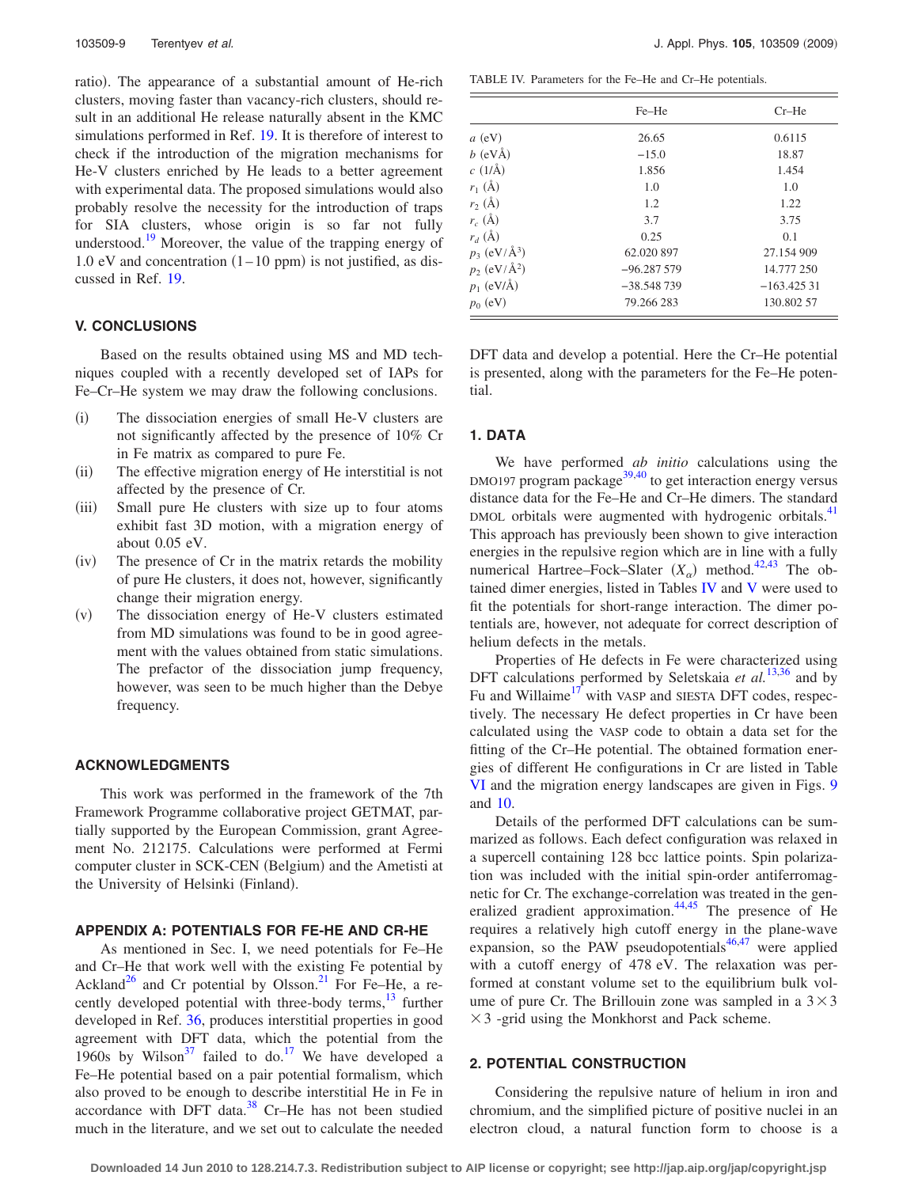ratio). The appearance of a substantial amount of He-rich clusters, moving faster than vacancy-rich clusters, should result in an additional He release naturally absent in the KMC simulations performed in Ref. 19. It is therefore of interest to check if the introduction of the migration mechanisms for He-V clusters enriched by He leads to a better agreement with experimental data. The proposed simulations would also probably resolve the necessity for the introduction of traps for SIA clusters, whose origin is so far not fully understood.[19] Moreover, the value of the trapping energy of 1.0 eV and concentration (1–10 ppm) is not justified, as discussed in Ref. 19.

## V. CONCLUSIONS

Based on the results obtained using MS and MD techniques coupled with a recently developed set of IAPs for Fe–Cr–He system we may draw the following conclusions.

(i) The dissociation energies of small He-V clusters are not significantly affected by the presence of 10% Cr in Fe matrix as compared to pure Fe.

(ii) The effective migration energy of He interstitial is not affected by the presence of Cr.

(iii) Small pure He clusters with size up to four atoms exhibit fast 3D motion, with a migration energy of about 0.05 eV.

(iv) The presence of Cr in the matrix retards the mobility of pure He clusters, it does not, however, significantly change their migration energy.

(v) The dissociation energy of He-V clusters estimated from MD simulations was found to be in good agreement with the values obtained from static simulations. The prefactor of the dissociation jump frequency, however, was seen to be much higher than the Debye frequency.

## ACKNOWLEDGMENTS

This work was performed in the framework of the 7th Framework Programme collaborative project GETMAT, partially supported by the European Commission, grant Agreement No. 212175. Calculations were performed at Fermi computer cluster in SCK-CEN (Belgium) and the Ametisti at the University of Helsinki (Finland).

## APPENDIX A: POTENTIALS FOR FE-HE AND CR-HE

As mentioned in Sec. I, we need potentials for Fe–He and Cr–He that work well with the existing Fe potential by Ackland[26] and Cr potential by Olsson.[21] For Fe–He, a recently developed potential with three-body terms,[13] further developed in Ref. 36, produces interstitial properties in good agreement with DFT data, which the potential from the 1960s by Wilson[37] failed to do.[17] We have developed a Fe–He potential based on a pair potential formalism, which also proved to be enough to describe interstitial He in Fe in accordance with DFT data.[38] Cr–He has not been studied much in the literature, and we set out to calculate the needed DFT data and develop a potential. Here the Cr–He potential is presented, along with the parameters for the Fe–He potential.

TABLE IV. Parameters for the Fe–He and Cr–He potentials.

| | Fe–He | Cr–He |
|---|---|---|
| $a$ (eV) | 26.65 | 0.6115 |
| $b$ (eVÅ) | −15.0 | 18.87 |
| $c$ (1/Å) | 1.856 | 1.454 |
| $r_1$ (Å) | 1.0 | 1.0 |
| $r_2$ (Å) | 1.2 | 1.22 |
| $r_c$ (Å) | 3.7 | 3.75 |
| $r_d$ (Å) | 0.25 | 0.1 |
| $p_3$ (eV/Å$^3$) | 62.020 897 | 27.154 909 |
| $p_2$ (eV/Å$^2$) | −96.287 579 | 14.777 250 |
| $p_1$ (eV/Å) | −38.548 739 | −163.425 31 |
| $p_0$ (eV) | 79.266 283 | 130.802 57 |

### 1. DATA

We have performed *ab initio* calculations using the DMO197 program package[39,40] to get interaction energy versus distance data for the Fe–He and Cr–He dimers. The standard DMOL orbitals were augmented with hydrogenic orbitals.[41] This approach has previously been shown to give interaction energies in the repulsive region which are in line with a fully numerical Hartree–Fock–Slater ($X_\alpha$) method.[42,43] The obtained dimer energies, listed in Tables IV and V were used to fit the potentials for short-range interaction. The dimer potentials are, however, not adequate for correct description of helium defects in the metals.

Properties of He defects in Fe were characterized using DFT calculations performed by Seletskaia *et al.*[13,36] and by Fu and Willaime[17] with VASP and SIESTA DFT codes, respectively. The necessary He defect properties in Cr have been calculated using the VASP code to obtain a data set for the fitting of the Cr–He potential. The obtained formation energies of different He configurations in Cr are listed in Table VI and the migration energy landscapes are given in Figs. 9 and 10.

Details of the performed DFT calculations can be summarized as follows. Each defect configuration was relaxed in a supercell containing 128 bcc lattice points. Spin polarization was included with the initial spin-order antiferromagnetic for Cr. The exchange-correlation was treated in the generalized gradient approximation.[44,45] The presence of He requires a relatively high cutoff energy in the plane-wave expansion, so the PAW pseudopotentials[46,47] were applied with a cutoff energy of 478 eV. The relaxation was performed at constant volume set to the equilibrium bulk volume of pure Cr. The Brillouin zone was sampled in a $3\times3\times3$ -grid using the Monkhorst and Pack scheme.

### 2. POTENTIAL CONSTRUCTION

Considering the repulsive nature of helium in iron and chromium, and the simplified picture of positive nuclei in an electron cloud, a natural function form to choose is a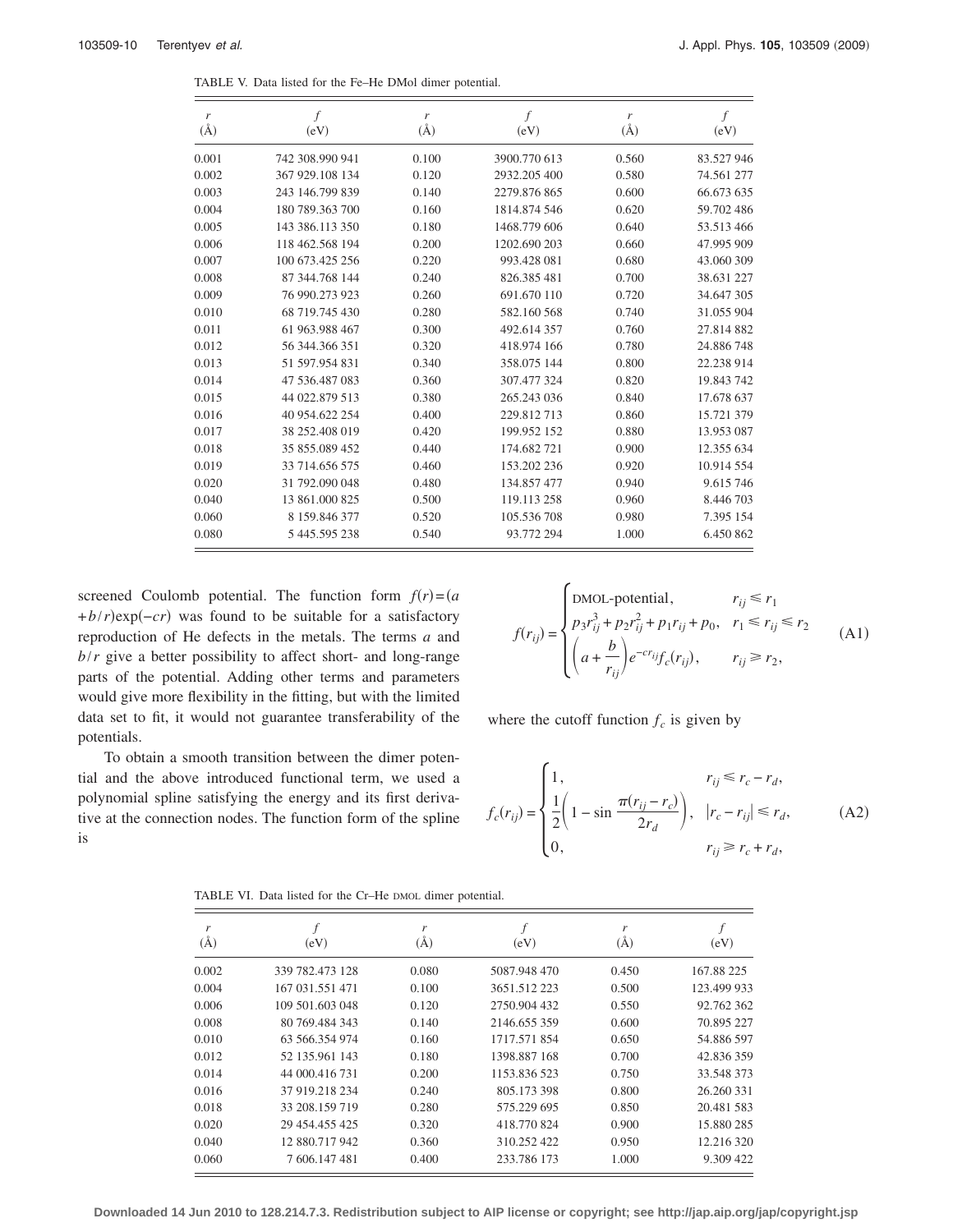TABLE V. Data listed for the Fe–He DMol dimer potential.

| r (Å) | f (eV) | r (Å) | f (eV) | r (Å) | f (eV) |
|---|---|---|---|---|---|
| 0.001 | 742 308.990 941 | 0.100 | 3900.770 613 | 0.560 | 83.527 946 |
| 0.002 | 367 929.108 134 | 0.120 | 2932.205 400 | 0.580 | 74.561 277 |
| 0.003 | 243 146.799 839 | 0.140 | 2279.876 865 | 0.600 | 66.673 635 |
| 0.004 | 180 789.363 700 | 0.160 | 1814.874 546 | 0.620 | 59.702 486 |
| 0.005 | 143 386.113 350 | 0.180 | 1468.779 606 | 0.640 | 53.513 466 |
| 0.006 | 118 462.568 194 | 0.200 | 1202.690 203 | 0.660 | 47.995 909 |
| 0.007 | 100 673.425 256 | 0.220 | 993.428 081 | 0.680 | 43.060 309 |
| 0.008 | 87 344.768 144 | 0.240 | 826.385 481 | 0.700 | 38.631 227 |
| 0.009 | 76 990.273 923 | 0.260 | 691.670 110 | 0.720 | 34.647 305 |
| 0.010 | 68 719.745 430 | 0.280 | 582.160 568 | 0.740 | 31.055 904 |
| 0.011 | 61 963.988 467 | 0.300 | 492.614 357 | 0.760 | 27.814 882 |
| 0.012 | 56 344.366 351 | 0.320 | 418.974 166 | 0.780 | 24.886 748 |
| 0.013 | 51 597.954 831 | 0.340 | 358.075 144 | 0.800 | 22.238 914 |
| 0.014 | 47 536.487 083 | 0.360 | 307.477 324 | 0.820 | 19.843 742 |
| 0.015 | 44 022.879 513 | 0.380 | 265.243 036 | 0.840 | 17.678 637 |
| 0.016 | 40 954.622 254 | 0.400 | 229.812 713 | 0.860 | 15.721 379 |
| 0.017 | 38 252.408 019 | 0.420 | 199.952 152 | 0.880 | 13.953 087 |
| 0.018 | 35 855.089 452 | 0.440 | 174.682 721 | 0.900 | 12.355 634 |
| 0.019 | 33 714.656 575 | 0.460 | 153.202 236 | 0.920 | 10.914 554 |
| 0.020 | 31 792.090 048 | 0.480 | 134.857 477 | 0.940 | 9.615 746 |
| 0.040 | 13 861.000 825 | 0.500 | 119.113 258 | 0.960 | 8.446 703 |
| 0.060 | 8 159.846 377 | 0.520 | 105.536 708 | 0.980 | 7.395 154 |
| 0.080 | 5 445.595 238 | 0.540 | 93.772 294 | 1.000 | 6.450 862 |

screened Coulomb potential. The function form $f(r)=(a+b/r)\exp(-cr)$ was found to be suitable for a satisfactory reproduction of He defects in the metals. The terms $a$ and $b/r$ give a better possibility to affect short- and long-range parts of the potential. Adding other terms and parameters would give more flexibility in the fitting, but with the limited data set to fit, it would not guarantee transferability of the potentials.

To obtain a smooth transition between the dimer potential and the above introduced functional term, we used a polynomial spline satisfying the energy and its first derivative at the connection nodes. The function form of the spline is

$$f(r_{ij}) = \begin{cases} \text{DMOL-potential}, & r_{ij} \leq r_1 \\ p_3 r_{ij}^3 + p_2 r_{ij}^2 + p_1 r_{ij} + p_0, & r_1 \leq r_{ij} \leq r_2 \\ \left(a + \dfrac{b}{r_{ij}}\right) e^{-c r_{ij}} f_c(r_{ij}), & r_{ij} \geq r_2, \end{cases} \tag{A1}$$

where the cutoff function $f_c$ is given by

$$f_c(r_{ij}) = \begin{cases} 1, & r_{ij} \leq r_c - r_d, \\ \dfrac{1}{2}\left(1 - \sin\dfrac{\pi(r_{ij} - r_c)}{2r_d}\right), & |r_c - r_{ij}| \leq r_d, \\ 0, & r_{ij} \geq r_c + r_d, \end{cases} \tag{A2}$$

TABLE VI. Data listed for the Cr–He DMOL dimer potential.

| r (Å) | f (eV) | r (Å) | f (eV) | r (Å) | f (eV) |
|---|---|---|---|---|---|
| 0.002 | 339 782.473 128 | 0.080 | 5087.948 470 | 0.450 | 167.88 225 |
| 0.004 | 167 031.551 471 | 0.100 | 3651.512 223 | 0.500 | 123.499 933 |
| 0.006 | 109 501.603 048 | 0.120 | 2750.904 432 | 0.550 | 92.762 362 |
| 0.008 | 80 769.484 343 | 0.140 | 2146.655 359 | 0.600 | 70.895 227 |
| 0.010 | 63 566.354 974 | 0.160 | 1717.571 854 | 0.650 | 54.886 597 |
| 0.012 | 52 135.961 143 | 0.180 | 1398.887 168 | 0.700 | 42.836 359 |
| 0.014 | 44 000.416 731 | 0.200 | 1153.836 523 | 0.750 | 33.548 373 |
| 0.016 | 37 919.218 234 | 0.240 | 805.173 398 | 0.800 | 26.260 331 |
| 0.018 | 33 208.159 719 | 0.280 | 575.229 695 | 0.850 | 20.481 583 |
| 0.020 | 29 454.455 425 | 0.320 | 418.770 824 | 0.900 | 15.880 285 |
| 0.040 | 12 880.717 942 | 0.360 | 310.252 422 | 0.950 | 12.216 320 |
| 0.060 | 7 606.147 481 | 0.400 | 233.786 173 | 1.000 | 9.309 422 |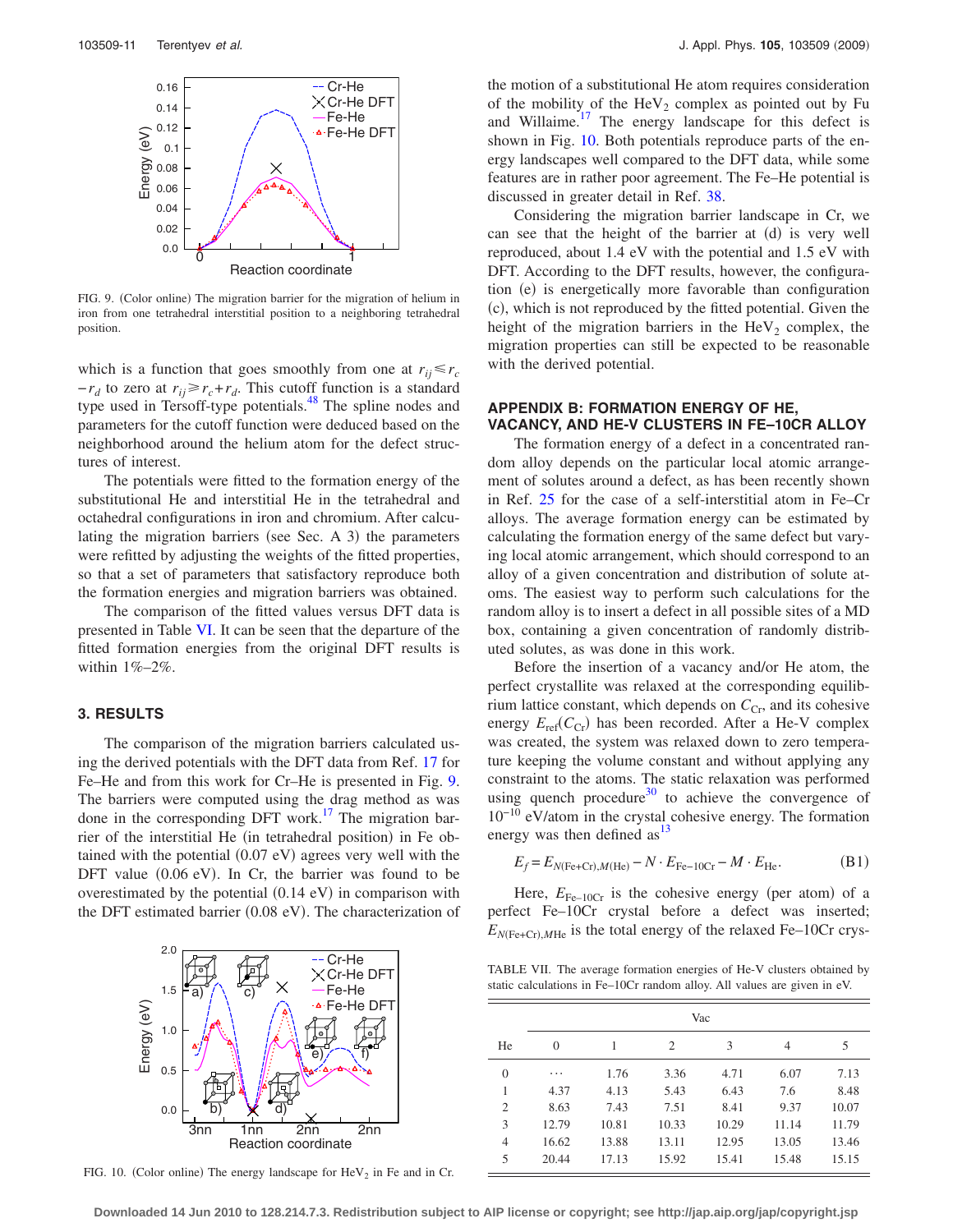FIG. 9. (Color online) The migration barrier for the migration of helium in iron from one tetrahedral interstitial position to a neighboring tetrahedral position.

which is a function that goes smoothly from one at $r_{ij} \leq r_c - r_d$ to zero at $r_{ij} \geq r_c + r_d$. This cutoff function is a standard type used in Tersoff-type potentials.[48] The spline nodes and parameters for the cutoff function were deduced based on the neighborhood around the helium atom for the defect structures of interest.

The potentials were fitted to the formation energy of the substitutional He and interstitial He in the tetrahedral and octahedral configurations in iron and chromium. After calculating the migration barriers (see Sec. A 3) the parameters were refitted by adjusting the weights of the fitted properties, so that a set of parameters that satisfactory reproduce both the formation energies and migration barriers was obtained.

The comparison of the fitted values versus DFT data is presented in Table VI. It can be seen that the departure of the fitted formation energies from the original DFT results is within 1%–2%.

### 3. RESULTS

The comparison of the migration barriers calculated using the derived potentials with the DFT data from Ref. 17 for Fe–He and from this work for Cr–He is presented in Fig. 9. The barriers were computed using the drag method as was done in the corresponding DFT work.[17] The migration barrier of the interstitial He (in tetrahedral position) in Fe obtained with the potential (0.07 eV) agrees very well with the DFT value (0.06 eV). In Cr, the barrier was found to be overestimated by the potential (0.14 eV) in comparison with the DFT estimated barrier (0.08 eV). The characterization of the motion of a substitutional He atom requires consideration of the mobility of the $HeV_2$ complex as pointed out by Fu and Willaime.[17] The energy landscape for this defect is shown in Fig. 10. Both potentials reproduce parts of the energy landscapes well compared to the DFT data, while some features are in rather poor agreement. The Fe–He potential is discussed in greater detail in Ref. 38.

FIG. 10. (Color online) The energy landscape for $HeV_2$ in Fe and in Cr.

Considering the migration barrier landscape in Cr, we can see that the height of the barrier at (d) is very well reproduced, about 1.4 eV with the potential and 1.5 eV with DFT. According to the DFT results, however, the configuration (e) is energetically more favorable than configuration (c), which is not reproduced by the fitted potential. Given the height of the migration barriers in the $HeV_2$ complex, the migration properties can still be expected to be reasonable with the derived potential.

## APPENDIX B: FORMATION ENERGY OF HE, VACANCY, AND HE-V CLUSTERS IN FE–10CR ALLOY

The formation energy of a defect in a concentrated random alloy depends on the particular local atomic arrangement of solutes around a defect, as has been recently shown in Ref. 25 for the case of a self-interstitial atom in Fe–Cr alloys. The average formation energy can be estimated by calculating the formation energy of the same defect but varying local atomic arrangement, which should correspond to an alloy of a given concentration and distribution of solute atoms. The easiest way to perform such calculations for the random alloy is to insert a defect in all possible sites of a MD box, containing a given concentration of randomly distributed solutes, as was done in this work.

Before the insertion of a vacancy and/or He atom, the perfect crystallite was relaxed at the corresponding equilibrium lattice constant, which depends on $C_{Cr}$, and its cohesive energy $E_{ref}(C_{Cr})$ has been recorded. After a He-V complex was created, the system was relaxed down to zero temperature keeping the volume constant and without applying any constraint to the atoms. The static relaxation was performed using quench procedure[30] to achieve the convergence of $10^{-10}$ eV/atom in the crystal cohesive energy. The formation energy was then defined as[13]

$$E_f = E_{N(\text{Fe+Cr}),M(\text{He})} - N \cdot E_{\text{Fe-10Cr}} - M \cdot E_{\text{He}}. \tag{B1}$$

Here, $E_{\text{Fe-10Cr}}$ is the cohesive energy (per atom) of a perfect Fe–10Cr crystal before a defect was inserted; $E_{N(\text{Fe+Cr}),M\text{He}}$ is the total energy of the relaxed Fe–10Cr crys-

TABLE VII. The average formation energies of He-V clusters obtained by static calculations in Fe–10Cr random alloy. All values are given in eV.

| | Vac | | | | | |
|---|---|---|---|---|---|---|
| He | 0 | 1 | 2 | 3 | 4 | 5 |
| 0 | ⋯ | 1.76 | 3.36 | 4.71 | 6.07 | 7.13 |
| 1 | 4.37 | 4.13 | 5.43 | 6.43 | 7.6 | 8.48 |
| 2 | 8.63 | 7.43 | 7.51 | 8.41 | 9.37 | 10.07 |
| 3 | 12.79 | 10.81 | 10.33 | 10.29 | 11.14 | 11.79 |
| 4 | 16.62 | 13.88 | 13.11 | 12.95 | 13.05 | 13.46 |
| 5 | 20.44 | 17.13 | 15.92 | 15.41 | 15.48 | 15.15 |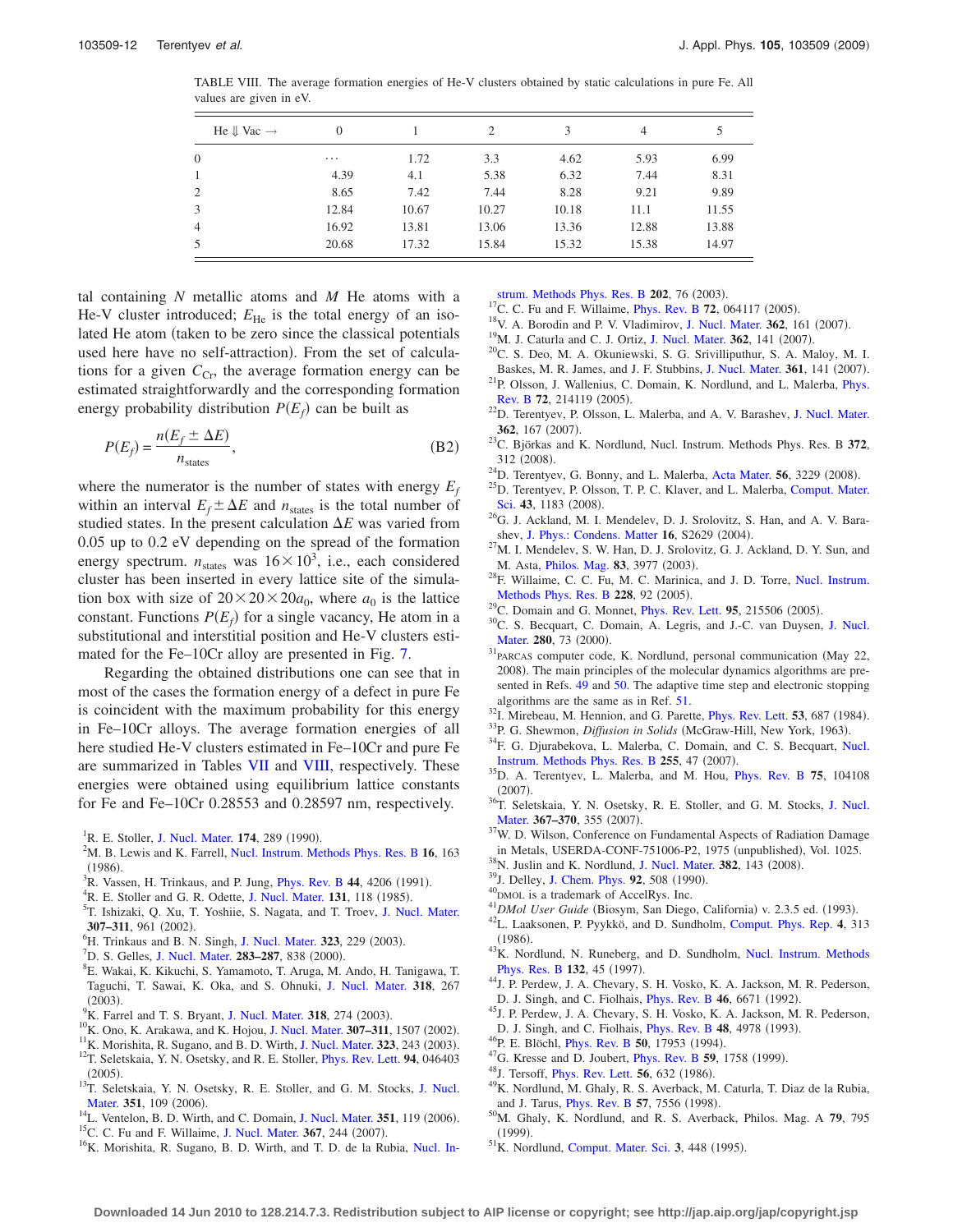TABLE VIII. The average formation energies of He-V clusters obtained by static calculations in pure Fe. All values are given in eV.

| He ⇓ Vac → | 0 | 1 | 2 | 3 | 4 | 5 |
|---|---|---|---|---|---|---|
| 0 | ⋯ | 1.72 | 3.3 | 4.62 | 5.93 | 6.99 |
| 1 | 4.39 | 4.1 | 5.38 | 6.32 | 7.44 | 8.31 |
| 2 | 8.65 | 7.42 | 7.44 | 8.28 | 9.21 | 9.89 |
| 3 | 12.84 | 10.67 | 10.27 | 10.18 | 11.1 | 11.55 |
| 4 | 16.92 | 13.81 | 13.06 | 13.36 | 12.88 | 13.88 |
| 5 | 20.68 | 17.32 | 15.84 | 15.32 | 15.38 | 14.97 |

tal containing $N$ metallic atoms and $M$ He atoms with a He-V cluster introduced; $E_{\mathrm{He}}$ is the total energy of an isolated He atom (taken to be zero since the classical potentials used here have no self-attraction). From the set of calculations for a given $C_{\mathrm{Cr}}$, the average formation energy can be estimated straightforwardly and the corresponding formation energy probability distribution $P(E_f)$ can be built as

$$P(E_f) = \frac{n(E_f \pm \Delta E)}{n_{\mathrm{states}}}, \tag{B2}$$

where the numerator is the number of states with energy $E_f$ within an interval $E_f \pm \Delta E$ and $n_{\mathrm{states}}$ is the total number of studied states. In the present calculation $\Delta E$ was varied from 0.05 up to 0.2 eV depending on the spread of the formation energy spectrum. $n_{\mathrm{states}}$ was $16 \times 10^3$, i.e., each considered cluster has been inserted in every lattice site of the simulation box with size of $20 \times 20 \times 20 a_0$, where $a_0$ is the lattice constant. Functions $P(E_f)$ for a single vacancy, He atom in a substitutional and interstitial position and He-V clusters estimated for the Fe–10Cr alloy are presented in Fig. 7.

Regarding the obtained distributions one can see that in most of the cases the formation energy of a defect in pure Fe is coincident with the maximum probability for this energy in Fe–10Cr alloys. The average formation energies of all here studied He-V clusters estimated in Fe–10Cr and pure Fe are summarized in Tables VII and VIII, respectively. These energies were obtained using equilibrium lattice constants for Fe and Fe–10Cr 0.28553 and 0.28597 nm, respectively.

[1] R. E. Stoller, J. Nucl. Mater. **174**, 289 (1990).
[2] M. B. Lewis and K. Farrell, Nucl. Instrum. Methods Phys. Res. B **16**, 163 (1986).
[3] R. Vassen, H. Trinkaus, and P. Jung, Phys. Rev. B **44**, 4206 (1991).
[4] R. E. Stoller and G. R. Odette, J. Nucl. Mater. **131**, 118 (1985).
[5] T. Ishizaki, Q. Xu, T. Yoshiie, S. Nagata, and T. Troev, J. Nucl. Mater. **307–311**, 961 (2002).
[6] H. Trinkaus and B. N. Singh, J. Nucl. Mater. **323**, 229 (2003).
[7] D. S. Gelles, J. Nucl. Mater. **283–287**, 838 (2000).
[8] E. Wakai, K. Kikuchi, S. Yamamoto, T. Aruga, M. Ando, H. Tanigawa, T. Taguchi, T. Sawai, K. Oka, and S. Ohnuki, J. Nucl. Mater. **318**, 267 (2003).
[9] K. Farrel and T. S. Bryant, J. Nucl. Mater. **318**, 274 (2003).
[10] K. Ono, K. Arakawa, and K. Hojou, J. Nucl. Mater. **307–311**, 1507 (2002).
[11] K. Morishita, R. Sugano, and B. D. Wirth, J. Nucl. Mater. **323**, 243 (2003).
[12] T. Seletskaia, Y. N. Osetsky, and R. E. Stoller, Phys. Rev. Lett. **94**, 046403 (2005).
[13] T. Seletskaia, Y. N. Osetsky, R. E. Stoller, and G. M. Stocks, J. Nucl. Mater. **351**, 109 (2006).
[14] L. Ventelon, B. D. Wirth, and C. Domain, J. Nucl. Mater. **351**, 119 (2006).
[15] C. C. Fu and F. Willaime, J. Nucl. Mater. **367**, 244 (2007).
[16] K. Morishita, R. Sugano, B. D. Wirth, and T. D. de la Rubia, Nucl. Instrum. Methods Phys. Res. B **202**, 76 (2003).
[17] C. C. Fu and F. Willaime, Phys. Rev. B **72**, 064117 (2005).
[18] V. A. Borodin and P. V. Vladimirov, J. Nucl. Mater. **362**, 161 (2007).
[19] M. J. Caturla and C. J. Ortiz, J. Nucl. Mater. **362**, 141 (2007).
[20] C. S. Deo, M. A. Okuniewski, S. G. Srivilliputhur, S. A. Maloy, M. I. Baskes, M. R. James, and J. F. Stubbins, J. Nucl. Mater. **361**, 141 (2007).
[21] P. Olsson, J. Wallenius, C. Domain, K. Nordlund, and L. Malerba, Phys. Rev. B **72**, 214119 (2005).
[22] D. Terentyev, P. Olsson, L. Malerba, and A. V. Barashev, J. Nucl. Mater. **362**, 167 (2007).
[23] C. Björkas and K. Nordlund, Nucl. Instrum. Methods Phys. Res. B **372**, 312 (2008).
[24] D. Terentyev, G. Bonny, and L. Malerba, Acta Mater. **56**, 3229 (2008).
[25] D. Terentyev, P. Olsson, T. P. C. Klaver, and L. Malerba, Comput. Mater. Sci. **43**, 1183 (2008).
[26] G. J. Ackland, M. I. Mendelev, D. J. Srolovitz, S. Han, and A. V. Barashev, J. Phys.: Condens. Matter **16**, S2629 (2004).
[27] M. I. Mendelev, S. W. Han, D. J. Srolovitz, G. J. Ackland, D. Y. Sun, and M. Asta, Philos. Mag. **83**, 3977 (2003).
[28] F. Willaime, C. C. Fu, M. C. Marinica, and J. D. Torre, Nucl. Instrum. Methods Phys. Res. B **228**, 92 (2005).
[29] C. Domain and G. Monnet, Phys. Rev. Lett. **95**, 215506 (2005).
[30] C. S. Becquart, C. Domain, A. Legris, and J.-C. van Duysen, J. Nucl. Mater. **280**, 73 (2000).
[31] PARCAS computer code, K. Nordlund, personal communication (May 22, 2008). The main principles of the molecular dynamics algorithms are presented in Refs. 49 and 50. The adaptive time step and electronic stopping algorithms are the same as in Ref. 51.
[32] I. Mirebeau, M. Hennion, and G. Parette, Phys. Rev. Lett. **53**, 687 (1984).
[33] P. G. Shewmon, *Diffusion in Solids* (McGraw-Hill, New York, 1963).
[34] F. G. Djurabekova, L. Malerba, C. Domain, and C. S. Becquart, Nucl. Instrum. Methods Phys. Res. B **255**, 47 (2007).
[35] D. A. Terentyev, L. Malerba, and M. Hou, Phys. Rev. B **75**, 104108 (2007).
[36] T. Seletskaia, Y. N. Osetsky, R. E. Stoller, and G. M. Stocks, J. Nucl. Mater. **367–370**, 355 (2007).
[37] W. D. Wilson, Conference on Fundamental Aspects of Radiation Damage in Metals, USERDA-CONF-751006-P2, 1975 (unpublished), Vol. 1025.
[38] N. Juslin and K. Nordlund, J. Nucl. Mater. **382**, 143 (2008).
[39] J. Delley, J. Chem. Phys. **92**, 508 (1990).
[40] DMOL is a trademark of AccelRys. Inc.
[41] *DMol User Guide* (Biosym, San Diego, California) v. 2.3.5 ed. (1993).
[42] L. Laaksonen, P. Pyykkö, and D. Sundholm, Comput. Phys. Rep. **4**, 313 (1986).
[43] K. Nordlund, N. Runeberg, and D. Sundholm, Nucl. Instrum. Methods Phys. Res. B **132**, 45 (1997).
[44] J. P. Perdew, J. A. Chevary, S. H. Vosko, K. A. Jackson, M. R. Pederson, D. J. Singh, and C. Fiolhais, Phys. Rev. B **46**, 6671 (1992).
[45] J. P. Perdew, J. A. Chevary, S. H. Vosko, K. A. Jackson, M. R. Pederson, D. J. Singh, and C. Fiolhais, Phys. Rev. B **48**, 4978 (1993).
[46] P. E. Blöchl, Phys. Rev. B **50**, 17953 (1994).
[47] G. Kresse and D. Joubert, Phys. Rev. B **59**, 1758 (1999).
[48] J. Tersoff, Phys. Rev. Lett. **56**, 632 (1986).
[49] K. Nordlund, M. Ghaly, R. S. Averback, M. Caturla, T. Diaz de la Rubia, and J. Tarus, Phys. Rev. B **57**, 7556 (1998).
[50] M. Ghaly, K. Nordlund, and R. S. Averback, Philos. Mag. A **79**, 795 (1999).
[51] K. Nordlund, Comput. Mater. Sci. **3**, 448 (1995).